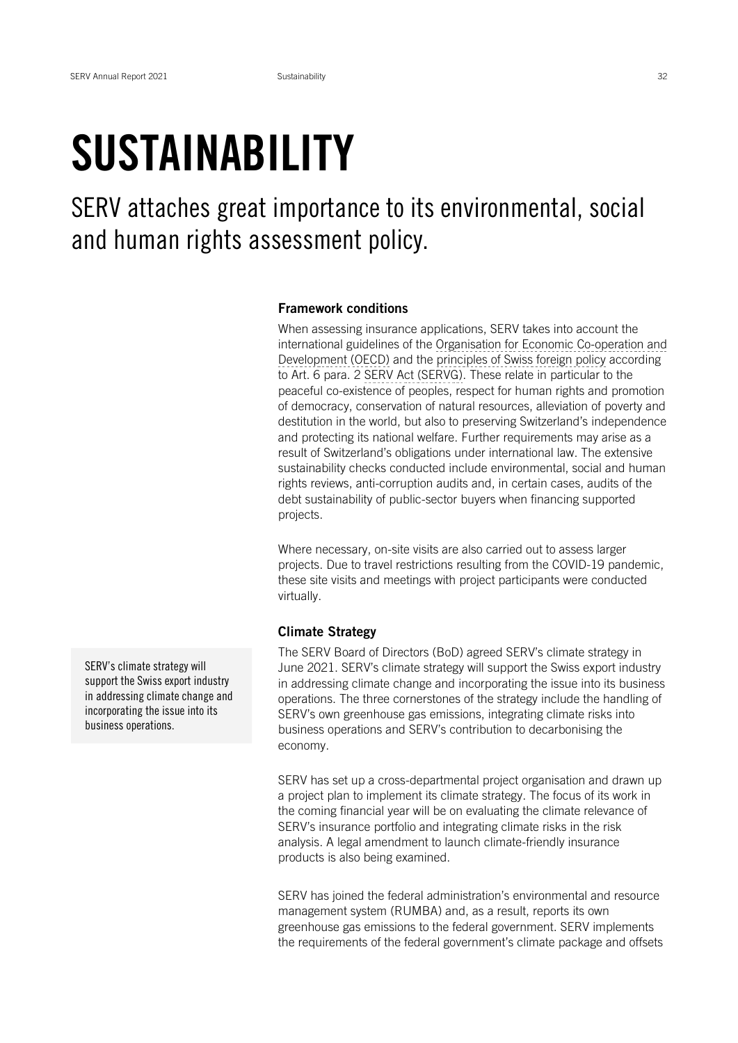# SUSTAINABILITY

SERV attaches great importance to its environmental, social and human rights assessment policy.

### Framework conditions

When assessing insurance applications, SERV takes into account the international guidelines of the Organisation for Economic Co-operation and Development (OECD) and the principles of Swiss foreign policy according to Art. 6 para. 2 SERV Act (SERVG). These relate in particular to the peaceful co-existence of peoples, respect for human rights and promotion of democracy, conservation of natural resources, alleviation of poverty and destitution in the world, but also to preserving Switzerland's independence and protecting its national welfare. Further requirements may arise as a result of Switzerland's obligations under international law. The extensive sustainability checks conducted include environmental, social and human rights reviews, anti-corruption audits and, in certain cases, audits of the debt sustainability of public-sector buyers when financing supported projects.

Where necessary, on-site visits are also carried out to assess larger projects. Due to travel restrictions resulting from the COVID-19 pandemic, these site visits and meetings with project participants were conducted virtually.

### Climate Strategy

> SERV's climate strategy will support the Swiss export industry in addressing climate change and incorporating the issue into its business operations.

The SERV Board of Directors (BoD) agreed SERV's climate strategy in June 2021. SERV's climate strategy will support the Swiss export industry in addressing climate change and incorporating the issue into its business operations. The three cornerstones of the strategy include the handling of SERV's own greenhouse gas emissions, integrating climate risks into business operations and SERV's contribution to decarbonising the economy.

SERV has set up a cross-departmental project organisation and drawn up a project plan to implement its climate strategy. The focus of its work in the coming financial year will be on evaluating the climate relevance of SERV's insurance portfolio and integrating climate risks in the risk analysis. A legal amendment to launch climate-friendly insurance products is also being examined.

SERV has joined the federal administration's environmental and resource management system (RUMBA) and, as a result, reports its own greenhouse gas emissions to the federal government. SERV implements the requirements of the federal government's climate package and offsets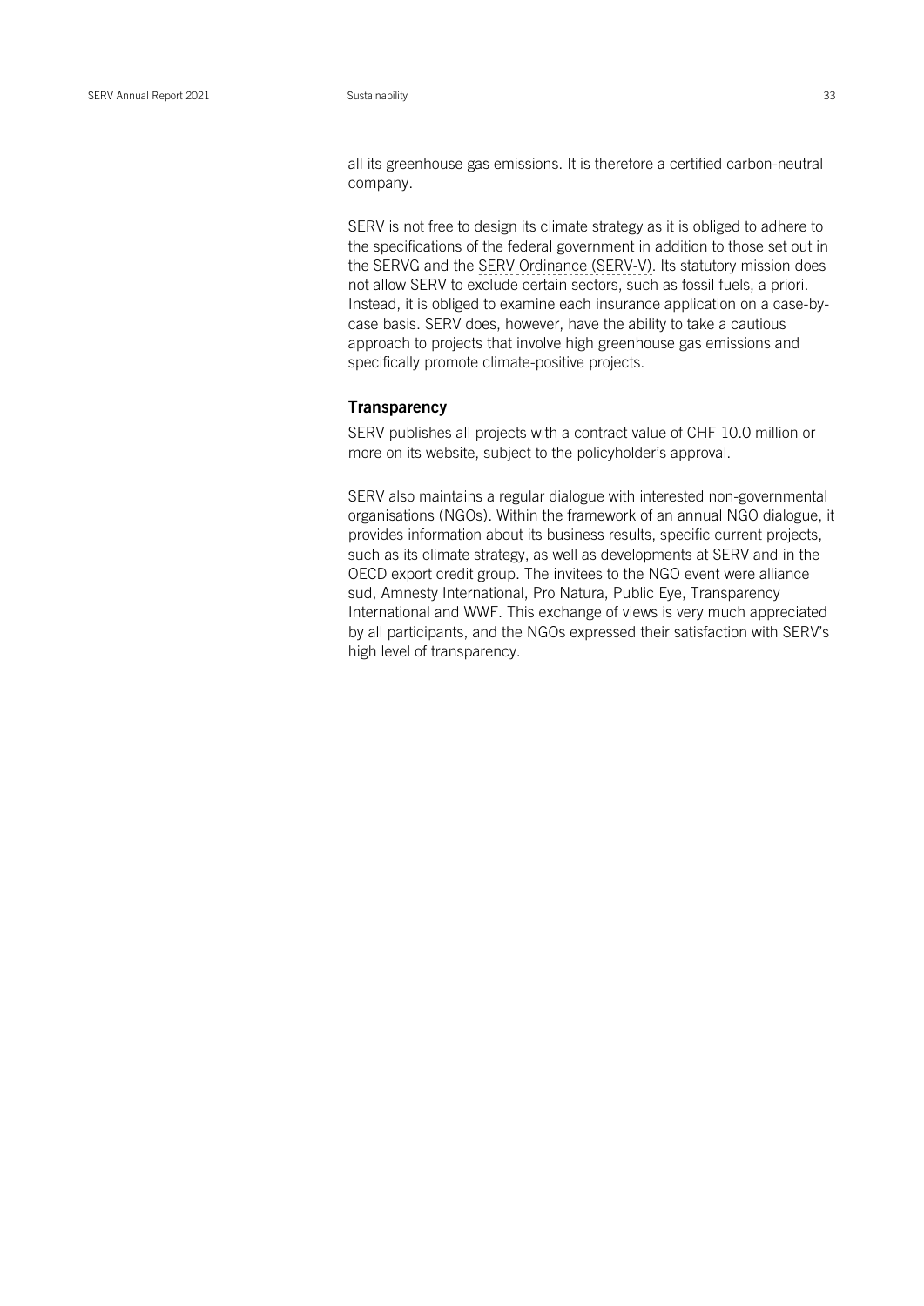all its greenhouse gas emissions. It is therefore a certified carbon-neutral company.

SERV is not free to design its climate strategy as it is obliged to adhere to the specifications of the federal government in addition to those set out in the SERVG and the SERV Ordinance (SERV-V). Its statutory mission does not allow SERV to exclude certain sectors, such as fossil fuels, a priori. Instead, it is obliged to examine each insurance application on a case-by-case basis. SERV does, however, have the ability to take a cautious approach to projects that involve high greenhouse gas emissions and specifically promote climate-positive projects.

### Transparency

SERV publishes all projects with a contract value of CHF 10.0 million or more on its website, subject to the policyholder's approval.

SERV also maintains a regular dialogue with interested non-governmental organisations (NGOs). Within the framework of an annual NGO dialogue, it provides information about its business results, specific current projects, such as its climate strategy, as well as developments at SERV and in the OECD export credit group. The invitees to the NGO event were alliance sud, Amnesty International, Pro Natura, Public Eye, Transparency International and WWF. This exchange of views is very much appreciated by all participants, and the NGOs expressed their satisfaction with SERV's high level of transparency.